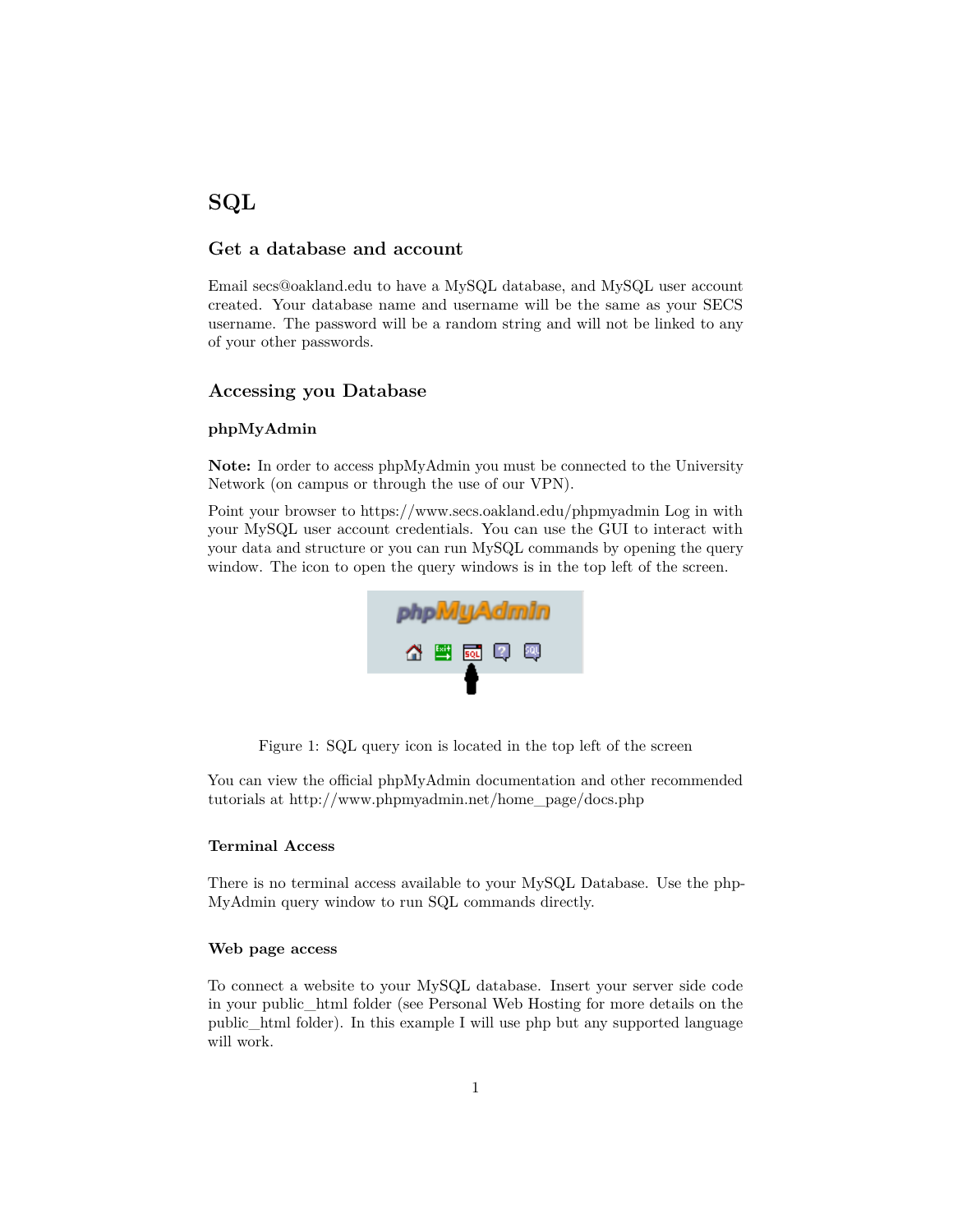# SQL

## Get a database and account

Email secs@oakland.edu to have a MySQL database, and MySQL user account created. Your database name and username will be the same as your SECS username. The password will be a random string and will not be linked to any of your other passwords.

## Accessing you Database

### phpMyAdmin

**Note:** In order to access phpMyAdmin you must be connected to the University Network (on campus or through the use of our VPN).

Point your browser to https://www.secs.oakland.edu/phpmyadmin Log in with your MySQL user account credentials. You can use the GUI to interact with your data and structure or you can run MySQL commands by opening the query window. The icon to open the query windows is in the top left of the screen.

Figure 1: SQL query icon is located in the top left of the screen

You can view the official phpMyAdmin documentation and other recommended tutorials at http://www.phpmyadmin.net/home_page/docs.php

### Terminal Access

There is no terminal access available to your MySQL Database. Use the phpMyAdmin query window to run SQL commands directly.

### Web page access

To connect a website to your MySQL database. Insert your server side code in your public_html folder (see Personal Web Hosting for more details on the public_html folder). In this example I will use php but any supported language will work.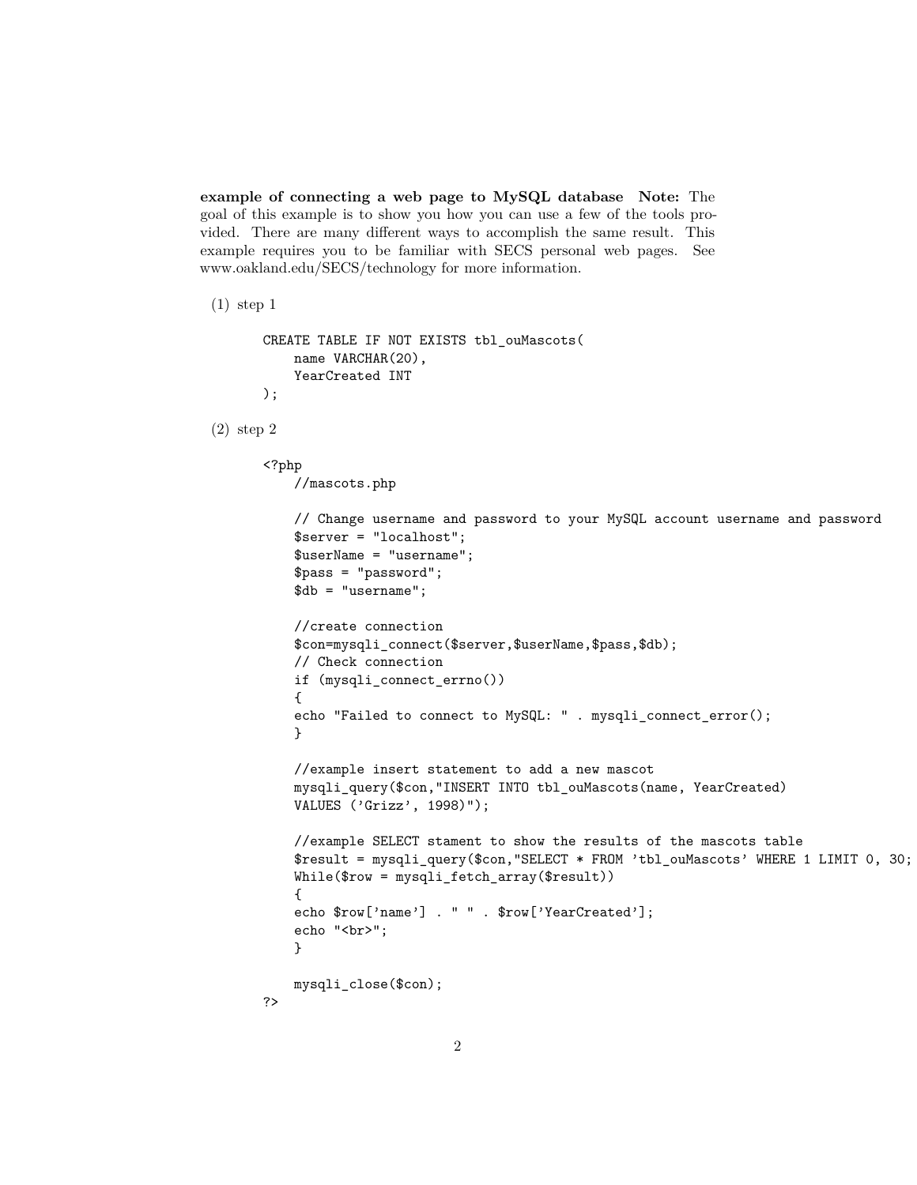**example of connecting a web page to MySQL database** **Note:** The goal of this example is to show you how you can use a few of the tools provided. There are many different ways to accomplish the same result. This example requires you to be familiar with SECS personal web pages. See www.oakland.edu/SECS/technology for more information.

(1) step 1

```
CREATE TABLE IF NOT EXISTS tbl_ouMascots(
    name VARCHAR(20),
    YearCreated INT
);
```

(2) step 2

```
<?php
    //mascots.php

    // Change username and password to your MySQL account username and password
    $server = "localhost";
    $userName = "username";
    $pass = "password";
    $db = "username";

    //create connection
    $con=mysqli_connect($server,$userName,$pass,$db);
    // Check connection
    if (mysqli_connect_errno())
    {
    echo "Failed to connect to MySQL: " . mysqli_connect_error();
    }

    //example insert statement to add a new mascot
    mysqli_query($con,"INSERT INTO tbl_ouMascots(name, YearCreated)
    VALUES ('Grizz', 1998)");

    //example SELECT stament to show the results of the mascots table
    $result = mysqli_query($con,"SELECT * FROM 'tbl_ouMascots' WHERE 1 LIMIT 0, 30;
    While($row = mysqli_fetch_array($result))
    {
    echo $row['name'] . " " . $row['YearCreated'];
    echo "<br>";
    }

    mysqli_close($con);
?>
```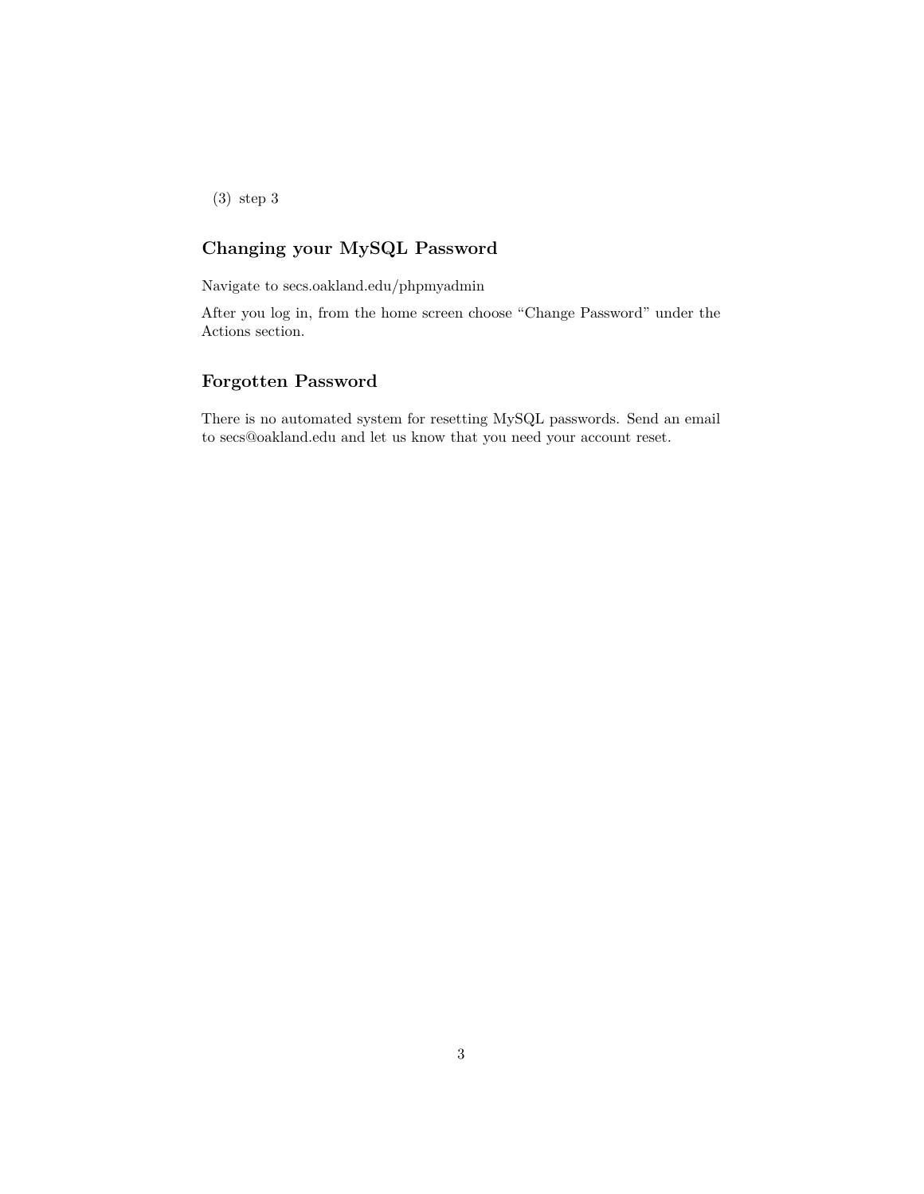(3) step 3

## Changing your MySQL Password

Navigate to secs.oakland.edu/phpmyadmin

After you log in, from the home screen choose "Change Password" under the Actions section.

## Forgotten Password

There is no automated system for resetting MySQL passwords. Send an email to secs@oakland.edu and let us know that you need your account reset.